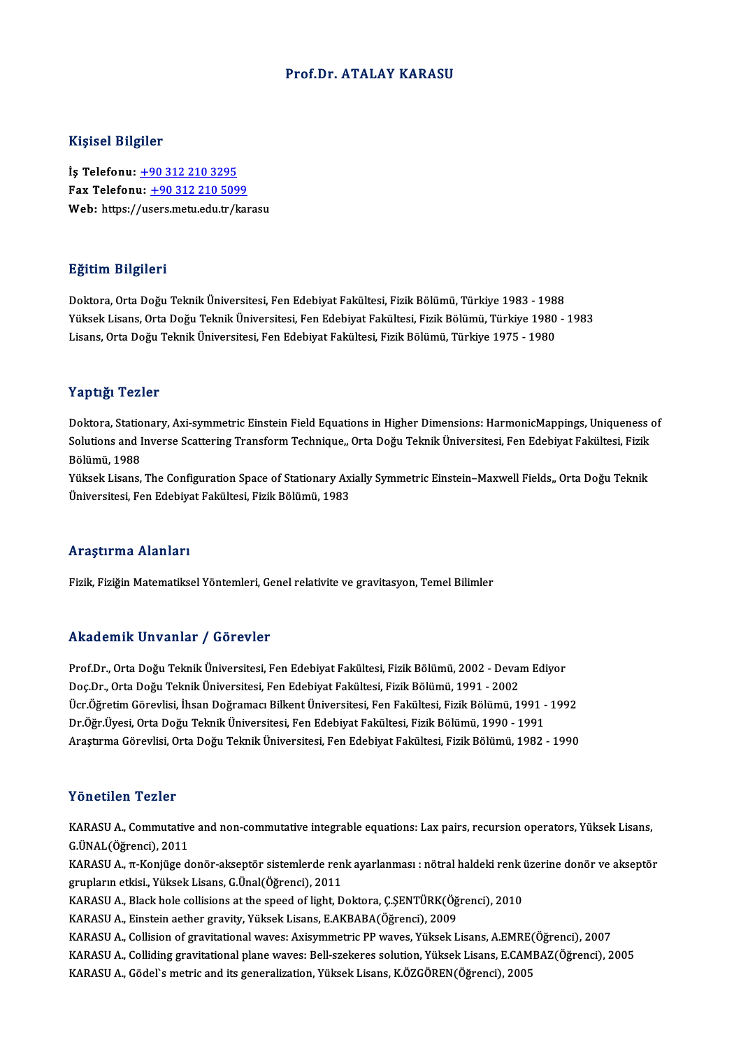# Prof.Dr. ATALAY KARASU

## Kişisel Bilgiler

**İş Telefonu:** +90 312 210 3295
**Fax Telefonu:** +90 312 210 5099
**Web:** https://users.metu.edu.tr/karasu

## Eğitim Bilgileri

Doktora, Orta Doğu Teknik Üniversitesi, Fen Edebiyat Fakültesi, Fizik Bölümü, Türkiye 1983 - 1988
Yüksek Lisans, Orta Doğu Teknik Üniversitesi, Fen Edebiyat Fakültesi, Fizik Bölümü, Türkiye 1980 - 1983
Lisans, Orta Doğu Teknik Üniversitesi, Fen Edebiyat Fakültesi, Fizik Bölümü, Türkiye 1975 - 1980

## Yaptığı Tezler

Doktora, Stationary, Axi-symmetric Einstein Field Equations in Higher Dimensions: HarmonicMappings, Uniqueness of Solutions and Inverse Scattering Transform Technique,, Orta Doğu Teknik Üniversitesi, Fen Edebiyat Fakültesi, Fizik Bölümü, 1988
Yüksek Lisans, The Configuration Space of Stationary Axially Symmetric Einstein–Maxwell Fields,, Orta Doğu Teknik Üniversitesi, Fen Edebiyat Fakültesi, Fizik Bölümü, 1983

## Araştırma Alanları

Fizik, Fiziğin Matematiksel Yöntemleri, Genel relativite ve gravitasyon, Temel Bilimler

## Akademik Unvanlar / Görevler

Prof.Dr., Orta Doğu Teknik Üniversitesi, Fen Edebiyat Fakültesi, Fizik Bölümü, 2002 - Devam Ediyor
Doç.Dr., Orta Doğu Teknik Üniversitesi, Fen Edebiyat Fakültesi, Fizik Bölümü, 1991 - 2002
Ücr.Öğretim Görevlisi, İhsan Doğramacı Bilkent Üniversitesi, Fen Fakültesi, Fizik Bölümü, 1991 - 1992
Dr.Öğr.Üyesi, Orta Doğu Teknik Üniversitesi, Fen Edebiyat Fakültesi, Fizik Bölümü, 1990 - 1991
Araştırma Görevlisi, Orta Doğu Teknik Üniversitesi, Fen Edebiyat Fakültesi, Fizik Bölümü, 1982 - 1990

## Yönetilen Tezler

KARASU A., Commutative and non-commutative integrable equations: Lax pairs, recursion operators, Yüksek Lisans, G.ÜNAL(Öğrenci), 2011
KARASU A., π-Konjüge donör-akseptör sistemlerde renk ayarlanması : nötral haldeki renk üzerine donör ve akseptör grupların etkisi., Yüksek Lisans, G.Ünal(Öğrenci), 2011
KARASU A., Black hole collisions at the speed of light, Doktora, Ç.ŞENTÜRK(Öğrenci), 2010
KARASU A., Einstein aether gravity, Yüksek Lisans, E.AKBABA(Öğrenci), 2009
KARASU A., Collision of gravitational waves: Axisymmetric PP waves, Yüksek Lisans, A.EMRE(Öğrenci), 2007
KARASU A., Colliding gravitational plane waves: Bell-szekeres solution, Yüksek Lisans, E.CAMBAZ(Öğrenci), 2005
KARASU A., Gödel`s metric and its generalization, Yüksek Lisans, K.ÖZGÖREN(Öğrenci), 2005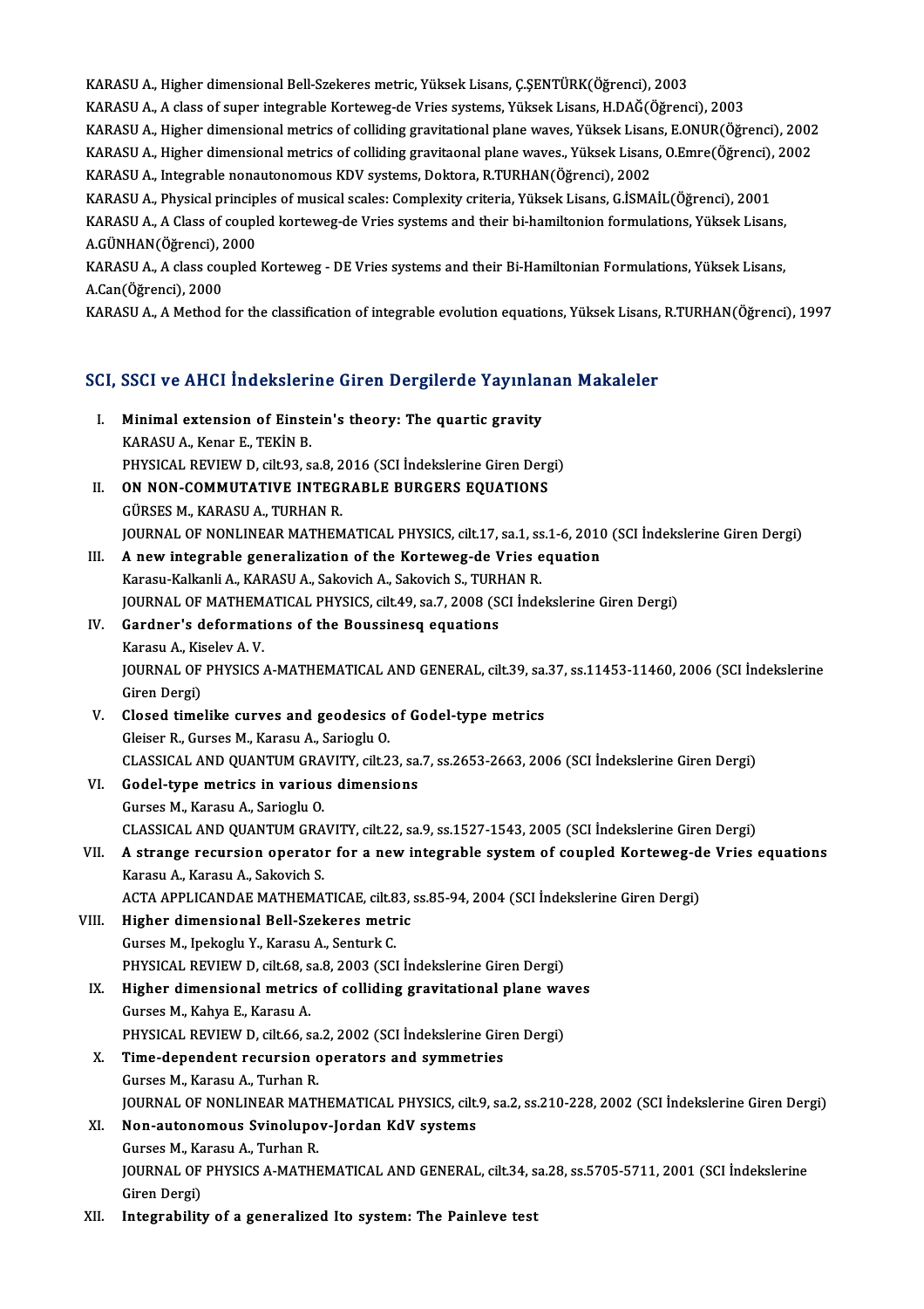KARASU A., Higher dimensional Bell-Szekeres metric, Yüksek Lisans, Ç.ŞENTÜRK(Öğrenci), 2003

KARASU A., A class of super integrable Korteweg-de Vries systems, Yüksek Lisans, H.DAĞ(Öğrenci), 2003

KARASU A., Higher dimensional metrics of colliding gravitational plane waves, Yüksek Lisans, E.ONUR(Öğrenci), 2002

KARASU A., Higher dimensional metrics of colliding gravitaonal plane waves., Yüksek Lisans, O.Emre(Öğrenci), 2002

KARASU A., Integrable nonautonomous KDV systems, Doktora, R.TURHAN(Öğrenci), 2002

KARASU A., Physical principles of musical scales: Complexity criteria, Yüksek Lisans, G.İSMAİL(Öğrenci), 2001

KARASU A., A Class of coupled korteweg-de Vries systems and their bi-hamiltonion formulations, Yüksek Lisans, A.GÜNHAN(Öğrenci), 2000

KARASU A., A class coupled Korteweg - DE Vries systems and their Bi-Hamiltonian Formulations, Yüksek Lisans, A.Can(Öğrenci), 2000

KARASU A., A Method for the classification of integrable evolution equations, Yüksek Lisans, R.TURHAN(Öğrenci), 1997

## SCI, SSCI ve AHCI İndekslerine Giren Dergilerde Yayınlanan Makaleler

I. **Minimal extension of Einstein's theory: The quartic gravity**
KARASU A., Kenar E., TEKİN B.
PHYSICAL REVIEW D, cilt.93, sa.8, 2016 (SCI İndekslerine Giren Dergi)

II. **ON NON-COMMUTATIVE INTEGRABLE BURGERS EQUATIONS**
GÜRSES M., KARASU A., TURHAN R.
JOURNAL OF NONLINEAR MATHEMATICAL PHYSICS, cilt.17, sa.1, ss.1-6, 2010 (SCI İndekslerine Giren Dergi)

III. **A new integrable generalization of the Korteweg-de Vries equation**
Karasu-Kalkanli A., KARASU A., Sakovich A., Sakovich S., TURHAN R.
JOURNAL OF MATHEMATICAL PHYSICS, cilt.49, sa.7, 2008 (SCI İndekslerine Giren Dergi)

IV. **Gardner's deformations of the Boussinesq equations**
Karasu A., Kiselev A. V.
JOURNAL OF PHYSICS A-MATHEMATICAL AND GENERAL, cilt.39, sa.37, ss.11453-11460, 2006 (SCI İndekslerine Giren Dergi)

V. **Closed timelike curves and geodesics of Godel-type metrics**
Gleiser R., Gurses M., Karasu A., Sarioglu O.
CLASSICAL AND QUANTUM GRAVITY, cilt.23, sa.7, ss.2653-2663, 2006 (SCI İndekslerine Giren Dergi)

VI. **Godel-type metrics in various dimensions**
Gurses M., Karasu A., Sarioglu O.
CLASSICAL AND QUANTUM GRAVITY, cilt.22, sa.9, ss.1527-1543, 2005 (SCI İndekslerine Giren Dergi)

VII. **A strange recursion operator for a new integrable system of coupled Korteweg-de Vries equations**
Karasu A., Karasu A., Sakovich S.
ACTA APPLICANDAE MATHEMATICAE, cilt.83, ss.85-94, 2004 (SCI İndekslerine Giren Dergi)

VIII. **Higher dimensional Bell-Szekeres metric**
Gurses M., Ipekoglu Y., Karasu A., Senturk C.
PHYSICAL REVIEW D, cilt.68, sa.8, 2003 (SCI İndekslerine Giren Dergi)

IX. **Higher dimensional metrics of colliding gravitational plane waves**
Gurses M., Kahya E., Karasu A.
PHYSICAL REVIEW D, cilt.66, sa.2, 2002 (SCI İndekslerine Giren Dergi)

X. **Time-dependent recursion operators and symmetries**
Gurses M., Karasu A., Turhan R.
JOURNAL OF NONLINEAR MATHEMATICAL PHYSICS, cilt.9, sa.2, ss.210-228, 2002 (SCI İndekslerine Giren Dergi)

XI. **Non-autonomous Svinolupov-Jordan KdV systems**
Gurses M., Karasu A., Turhan R.
JOURNAL OF PHYSICS A-MATHEMATICAL AND GENERAL, cilt.34, sa.28, ss.5705-5711, 2001 (SCI İndekslerine Giren Dergi)

XII. **Integrability of a generalized Ito system: The Painleve test**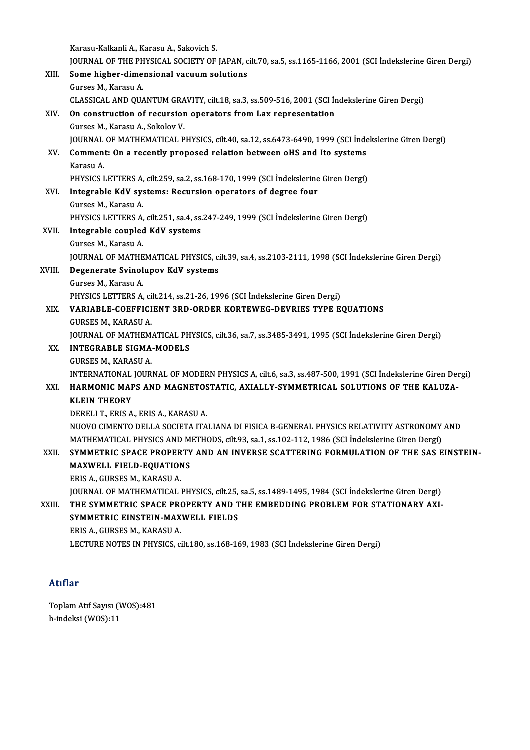Karasu-Kalkanli A., Karasu A., Sakovich S.
JOURNAL OF THE PHYSICAL SOCIETY OF JAPAN, cilt.70, sa.5, ss.1165-1166, 2001 (SCI İndekslerine Giren Dergi)

XIII. **Some higher-dimensional vacuum solutions**
Gurses M., Karasu A.
CLASSICAL AND QUANTUM GRAVITY, cilt.18, sa.3, ss.509-516, 2001 (SCI İndekslerine Giren Dergi)

XIV. **On construction of recursion operators from Lax representation**
Gurses M., Karasu A., Sokolov V.
JOURNAL OF MATHEMATICAL PHYSICS, cilt.40, sa.12, ss.6473-6490, 1999 (SCI İndekslerine Giren Dergi)

XV. **Comment: On a recently proposed relation between oHS and Ito systems**
Karasu A.
PHYSICS LETTERS A, cilt.259, sa.2, ss.168-170, 1999 (SCI İndekslerine Giren Dergi)

XVI. **Integrable KdV systems: Recursion operators of degree four**
Gurses M., Karasu A.
PHYSICS LETTERS A, cilt.251, sa.4, ss.247-249, 1999 (SCI İndekslerine Giren Dergi)

XVII. **Integrable coupled KdV systems**
Gurses M., Karasu A.
JOURNAL OF MATHEMATICAL PHYSICS, cilt.39, sa.4, ss.2103-2111, 1998 (SCI İndekslerine Giren Dergi)

XVIII. **Degenerate Svinolupov KdV systems**
Gurses M., Karasu A.
PHYSICS LETTERS A, cilt.214, ss.21-26, 1996 (SCI İndekslerine Giren Dergi)

XIX. **VARIABLE-COEFFICIENT 3RD-ORDER KORTEWEG-DEVRIES TYPE EQUATIONS**
GURSES M., KARASU A.
JOURNAL OF MATHEMATICAL PHYSICS, cilt.36, sa.7, ss.3485-3491, 1995 (SCI İndekslerine Giren Dergi)

XX. **INTEGRABLE SIGMA-MODELS**
GURSES M., KARASU A.
INTERNATIONAL JOURNAL OF MODERN PHYSICS A, cilt.6, sa.3, ss.487-500, 1991 (SCI İndekslerine Giren Dergi)

XXI. **HARMONIC MAPS AND MAGNETOSTATIC, AXIALLY-SYMMETRICAL SOLUTIONS OF THE KALUZA-KLEIN THEORY**
DERELI T., ERIS A., ERIS A., KARASU A.
NUOVO CIMENTO DELLA SOCIETA ITALIANA DI FISICA B-GENERAL PHYSICS RELATIVITY ASTRONOMY AND MATHEMATICAL PHYSICS AND METHODS, cilt.93, sa.1, ss.102-112, 1986 (SCI İndekslerine Giren Dergi)

XXII. **SYMMETRIC SPACE PROPERTY AND AN INVERSE SCATTERING FORMULATION OF THE SAS EINSTEIN-MAXWELL FIELD-EQUATIONS**
ERIS A., GURSES M., KARASU A.
JOURNAL OF MATHEMATICAL PHYSICS, cilt.25, sa.5, ss.1489-1495, 1984 (SCI İndekslerine Giren Dergi)

XXIII. **THE SYMMETRIC SPACE PROPERTY AND THE EMBEDDING PROBLEM FOR STATIONARY AXI-SYMMETRIC EINSTEIN-MAXWELL FIELDS**
ERIS A., GURSES M., KARASU A.
LECTURE NOTES IN PHYSICS, cilt.180, ss.168-169, 1983 (SCI İndekslerine Giren Dergi)

## Atıflar

Toplam Atıf Sayısı (WOS):481
h-indeksi (WOS):11